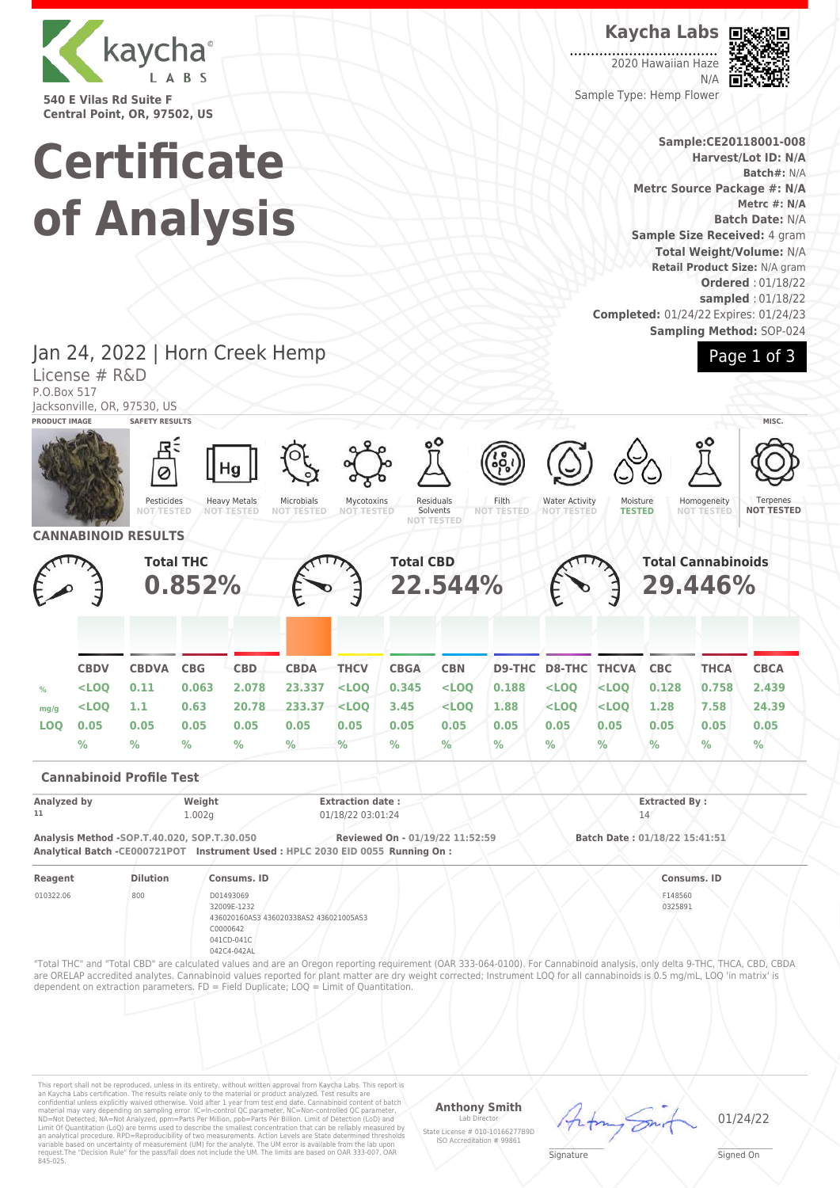# Kaycha Labs

540 E Vilas Rd Suite F
Central Point, OR, 97502, US

**Kaycha Labs**

2020 Hawaiian Haze
N/A
Sample Type: Hemp Flower

# Certificate of Analysis

**Sample:CE20118001-008**
**Harvest/Lot ID: N/A**
**Batch#:** N/A
**Metrc Source Package #: N/A**
**Metrc #: N/A**
**Batch Date:** N/A
**Sample Size Received:** 4 gram
**Total Weight/Volume:** N/A
**Retail Product Size:** N/A gram
**Ordered** : 01/18/22
**sampled** : 01/18/22
**Completed:** 01/24/22 Expires: 01/24/23
**Sampling Method:** SOP-024

## Jan 24, 2022 | Horn Creek Hemp

License # R&D
P.O.Box 517
Jacksonville, OR, 97530, US

**PRODUCT IMAGE** | **SAFETY RESULTS** | **MISC.**

| Pesticides | Heavy Metals | Microbials | Mycotoxins | Residuals Solvents | Filth | Water Activity | Moisture | Homogeneity | Terpenes |
|---|---|---|---|---|---|---|---|---|---|
| NOT TESTED | NOT TESTED | NOT TESTED | NOT TESTED | NOT TESTED | NOT TESTED | NOT TESTED | TESTED | NOT TESTED | NOT TESTED |

## CANNABINOID RESULTS

**Total THC** 0.852%
**Total CBD** 22.544%
**Total Cannabinoids** 29.446%

| | CBDV | CBDVA | CBG | CBD | CBDA | THCV | CBGA | CBN | D9-THC | D8-THC | THCVA | CBC | THCA | CBCA |
|---|---|---|---|---|---|---|---|---|---|---|---|---|---|---|
| % | <LOQ | 0.11 | 0.063 | 2.078 | 23.337 | <LOQ | 0.345 | <LOQ | 0.188 | <LOQ | <LOQ | 0.128 | 0.758 | 2.439 |
| mg/g | <LOQ | 1.1 | 0.63 | 20.78 | 233.37 | <LOQ | 3.45 | <LOQ | 1.88 | <LOQ | <LOQ | 1.28 | 7.58 | 24.39 |
| LOQ | 0.05 | 0.05 | 0.05 | 0.05 | 0.05 | 0.05 | 0.05 | 0.05 | 0.05 | 0.05 | 0.05 | 0.05 | 0.05 | 0.05 |
| | % | % | % | % | % | % | % | % | % | % | % | % | % | % |

### Cannabinoid Profile Test

| Analyzed by | Weight | Extraction date : | Extracted By : |
|---|---|---|---|
| 11 | 1.002g | 01/18/22 03:01:24 | 14 |

**Analysis Method** -SOP.T.40.020, SOP.T.30.050 **Reviewed On** - 01/19/22 11:52:59 **Batch Date :** 01/18/22 15:41:51
**Analytical Batch** -CE000721POT **Instrument Used :** HPLC 2030 EID 0055 **Running On :**

| Reagent | Dilution | Consums. ID | Consums. ID |
|---|---|---|---|
| 010322.06 | 800 | D01493069<br>32009E-1232<br>436020160AS3 436020338AS2 436021005AS3<br>C0000642<br>041CD-041C<br>042C4-042AL | F148560<br>0325891 |

"Total THC" and "Total CBD" are calculated values and are an Oregon reporting requirement (OAR 333-064-0100). For Cannabinoid analysis, only delta 9-THC, THCA, CBD, CBDA are ORELAP accredited analytes. Cannabinoid values reported for plant matter are dry weight corrected; Instrument LOQ for all cannabinoids is 0.5 mg/mL, LOQ 'in matrix' is dependent on extraction parameters. FD = Field Duplicate; LOQ = Limit of Quantitation.

This report shall not be reproduced, unless in its entirety, without written approval from Kaycha Labs. This report is an Kaycha Labs certification. The results relate only to the material or product analyzed. Test results are confidential unless explicitly waived otherwise. Void after 1 year from test end date. Cannabinoid content of batch material may vary depending on sampling error. IC=In-control QC parameter, NC=Non-controlled QC parameter, ND=Not Detected, NA=Not Analyzed, ppm=Parts Per Million, ppb=Parts Per Billion. Limit of Detection (LoD) and Limit Of Quantitation (LoQ) are terms used to describe the smallest concentration that can be reliably measured by an analytical procedure. RPD=Reproducibility of two measurements. Action Levels are State determined thresholds variable based on uncertainty of measurement (UM) for the analyte. The UM error is available from the lab upon request.The "Decision Rule" for the pass/fail does not include the UM. The limits are based on OAR 333-007, OAR 845-025.

**Anthony Smith**
Lab Director
State License # 010-10166277B9D
ISO Accreditation # 99861

Signature

01/24/22
Signed On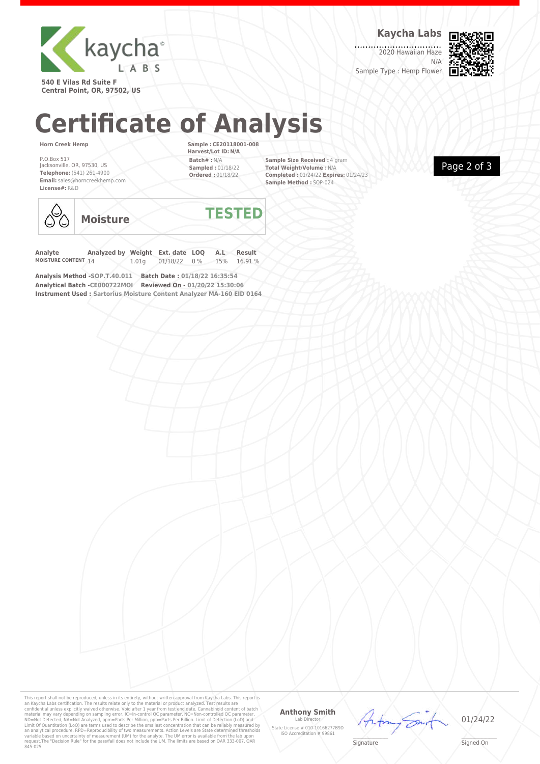540 E Vilas Rd Suite F
Central Point, OR, 97502, US

**Kaycha Labs**

2020 Hawaiian Haze
N/A
Sample Type : Hemp Flower

# Certificate of Analysis

**Horn Creek Hemp**

P.O.Box 517
Jacksonville, OR, 97530, US
**Telephone:** (541) 261-4900
**Email:** sales@horncreekhemp.com
**License#:** R&D

**Sample : CE20118001-008**
**Harvest/Lot ID: N/A**
**Batch# :** N/A
**Sampled :** 01/18/22
**Ordered :** 01/18/22

**Sample Size Received :** 4 gram
**Total Weight/Volume :** N/A
**Completed :** 01/24/22 **Expires:** 01/24/23
**Sample Method :** SOP-024

## Moisture **TESTED**

| Analyte | Analyzed by | Weight | Ext. date | LOQ | A.L | Result |
|---|---|---|---|---|---|---|
| MOISTURE CONTENT | 14 | 1.01g | 01/18/22 | 0 % | 15% | 16.91 % |

**Analysis Method -SOP.T.40.011** **Batch Date : 01/18/22 16:35:54**
**Analytical Batch -CE000722MOI** **Reviewed On - 01/20/22 15:30:06**
**Instrument Used : Sartorius Moisture Content Analyzer MA-160 EID 0164**

This report shall not be reproduced, unless in its entirety, without written approval from Kaycha Labs. This report is an Kaycha Labs certification. The results relate only to the material or product analyzed. Test results are confidential unless explicitly waived otherwise. Void after 1 year from test end date. Cannabinoid content of batch material may vary depending on sampling error. IC=In-control QC parameter, NC=Non-controlled QC parameter, ND=Not Detected, NA=Not Analyzed, ppm=Parts Per Million, ppb=Parts Per Billion. Limit of Detection (LoD) and Limit Of Quantitation (LoQ) are terms used to describe the smallest concentration that can be reliably measured by an analytical procedure. RPD=Reproducibility of two measurements. Action Levels are State determined thresholds variable based on uncertainty of measurement (UM) for the analyte. The UM error is available from the lab upon request.The "Decision Rule" for the pass/fail does not include the UM. The limits are based on OAR 333-007, OAR 845-025.

**Anthony Smith**
Lab Director
State License # 010-10166277B9D
ISO Accreditation # 99861

Signature

01/24/22
Signed On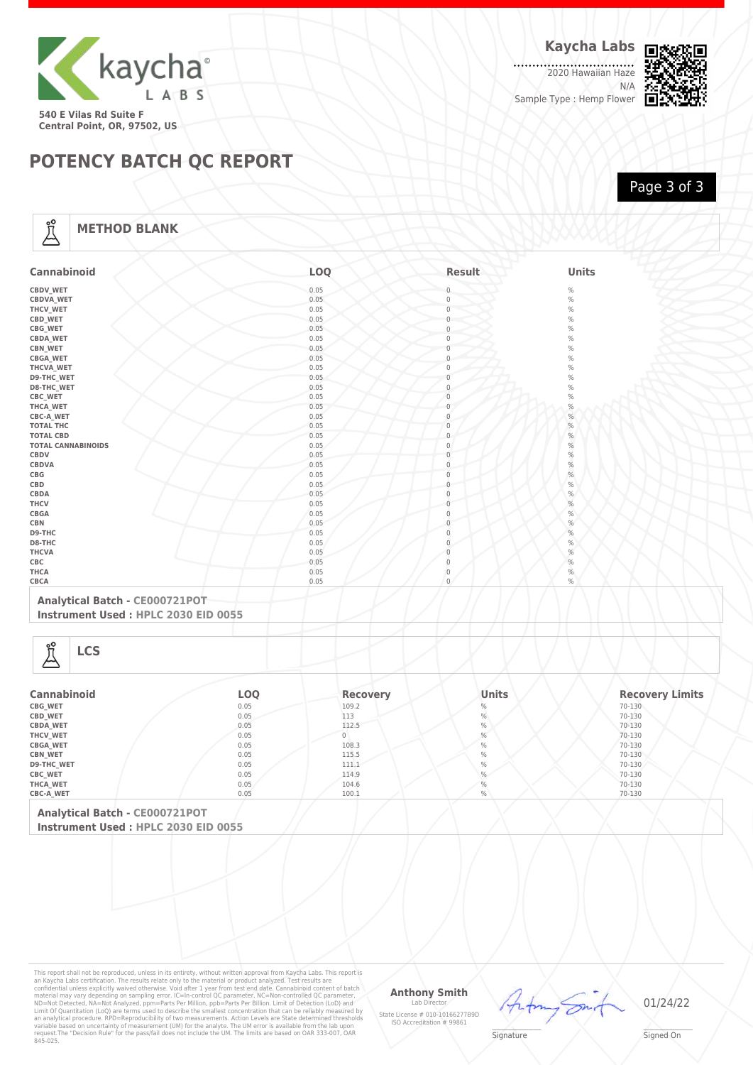kaycha LABS

540 E Vilas Rd Suite F
Central Point, OR, 97502, US

**Kaycha Labs**

2020 Hawaiian Haze
N/A
Sample Type : Hemp Flower

# POTENCY BATCH QC REPORT

## METHOD BLANK

| Cannabinoid | LOQ | Result | Units |
|---|---|---|---|
| CBDV_WET | 0.05 | 0 | % |
| CBDVA_WET | 0.05 | 0 | % |
| THCV_WET | 0.05 | 0 | % |
| CBD_WET | 0.05 | 0 | % |
| CBG_WET | 0.05 | 0 | % |
| CBDA_WET | 0.05 | 0 | % |
| CBN_WET | 0.05 | 0 | % |
| CBGA_WET | 0.05 | 0 | % |
| THCVA_WET | 0.05 | 0 | % |
| D9-THC_WET | 0.05 | 0 | % |
| D8-THC_WET | 0.05 | 0 | % |
| CBC_WET | 0.05 | 0 | % |
| THCA_WET | 0.05 | 0 | % |
| CBC-A_WET | 0.05 | 0 | % |
| TOTAL THC | 0.05 | 0 | % |
| TOTAL CBD | 0.05 | 0 | % |
| TOTAL CANNABINOIDS | 0.05 | 0 | % |
| CBDV | 0.05 | 0 | % |
| CBDVA | 0.05 | 0 | % |
| CBG | 0.05 | 0 | % |
| CBD | 0.05 | 0 | % |
| CBDA | 0.05 | 0 | % |
| THCV | 0.05 | 0 | % |
| CBGA | 0.05 | 0 | % |
| CBN | 0.05 | 0 | % |
| D9-THC | 0.05 | 0 | % |
| D8-THC | 0.05 | 0 | % |
| THCVA | 0.05 | 0 | % |
| CBC | 0.05 | 0 | % |
| THCA | 0.05 | 0 | % |
| CBCA | 0.05 | 0 | % |

**Analytical Batch - CE000721POT**
**Instrument Used : HPLC 2030 EID 0055**

## LCS

| Cannabinoid | LOQ | Recovery | Units | Recovery Limits |
|---|---|---|---|---|
| CBG_WET | 0.05 | 109.2 | % | 70-130 |
| CBD_WET | 0.05 | 113 | % | 70-130 |
| CBDA_WET | 0.05 | 112.5 | % | 70-130 |
| THCV_WET | 0.05 | 0 | % | 70-130 |
| CBGA_WET | 0.05 | 108.3 | % | 70-130 |
| CBN_WET | 0.05 | 115.5 | % | 70-130 |
| D9-THC_WET | 0.05 | 111.1 | % | 70-130 |
| CBC_WET | 0.05 | 114.9 | % | 70-130 |
| THCA_WET | 0.05 | 104.6 | % | 70-130 |
| CBC-A_WET | 0.05 | 100.1 | % | 70-130 |

**Analytical Batch - CE000721POT**
**Instrument Used : HPLC 2030 EID 0055**

This report shall not be reproduced, unless in its entirety, without written approval from Kaycha Labs. This report is an Kaycha Labs certification. The results relate only to the material or product analyzed. Test results are confidential unless explicitly waived otherwise. Void after 1 year from test end date. Cannabinoid content of batch material may vary depending on sampling error. IC=In-control QC parameter, NC=Non-controlled QC parameter, ND=Not Detected, NA=Not Analyzed, ppm=Parts Per Million, ppb=Parts Per Billion. Limit of Detection (LoD) and Limit Of Quantitation (LoQ) are terms used to describe the smallest concentration that can be reliably measured by an analytical procedure. RPD=Reproducibility of two measurements. Action Levels are State determined thresholds variable based on uncertainty of measurement (UM) for the analyte. The UM error is available from the lab upon request.The "Decision Rule" for the pass/fail does not include the UM. The limits are based on OAR 333-007, OAR 845-025.

**Anthony Smith**
Lab Director
State License # 010-10166277B9D
ISO Accreditation # 99861

Signature

01/24/22
Signed On